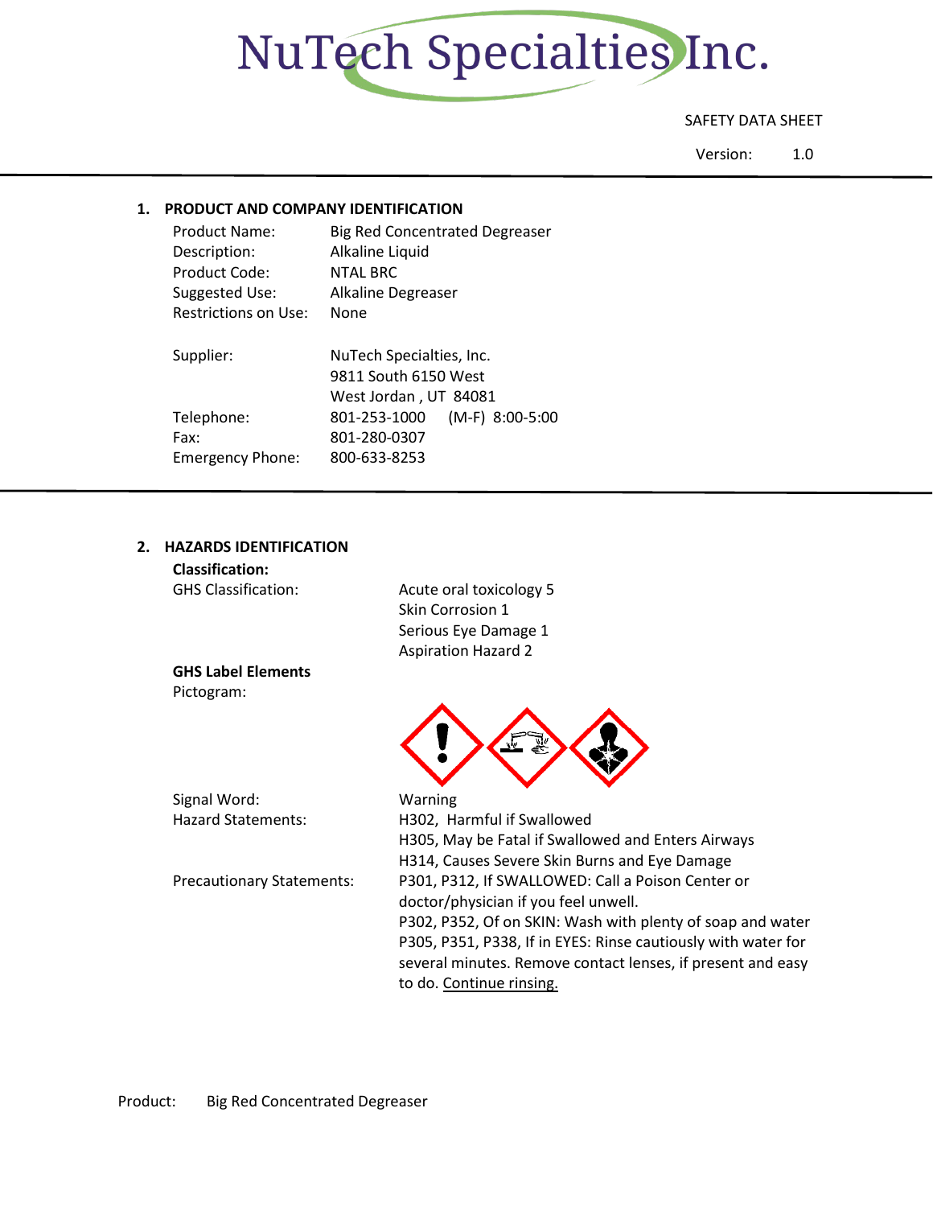# NuTech Specialties Inc.

SAFETY DATA SHEET

Version: 1.0

## 1. PRODUCT AND COMPANY IDENTIFICATION

| | |
|---|---|
| Product Name: | Big Red Concentrated Degreaser |
| Description: | Alkaline Liquid |
| Product Code: | NTAL BRC |
| Suggested Use: | Alkaline Degreaser |
| Restrictions on Use: | None |
| Supplier: | NuTech Specialties, Inc.<br>9811 South 6150 West<br>West Jordan , UT 84081 |
| Telephone: | 801-253-1000 (M-F) 8:00-5:00 |
| Fax: | 801-280-0307 |
| Emergency Phone: | 800-633-8253 |

## 2. HAZARDS IDENTIFICATION

**Classification:**

GHS Classification:

- Acute oral toxicology 5
- Skin Corrosion 1
- Serious Eye Damage 1
- Aspiration Hazard 2

**GHS Label Elements**

Pictogram:

Signal Word: Warning

Hazard Statements:

H302, Harmful if Swallowed
H305, May be Fatal if Swallowed and Enters Airways
H314, Causes Severe Skin Burns and Eye Damage

Precautionary Statements:

P301, P312, If SWALLOWED: Call a Poison Center or doctor/physician if you feel unwell.
P302, P352, Of on SKIN: Wash with plenty of soap and water
P305, P351, P338, If in EYES: Rinse cautiously with water for several minutes. Remove contact lenses, if present and easy to do. Continue rinsing.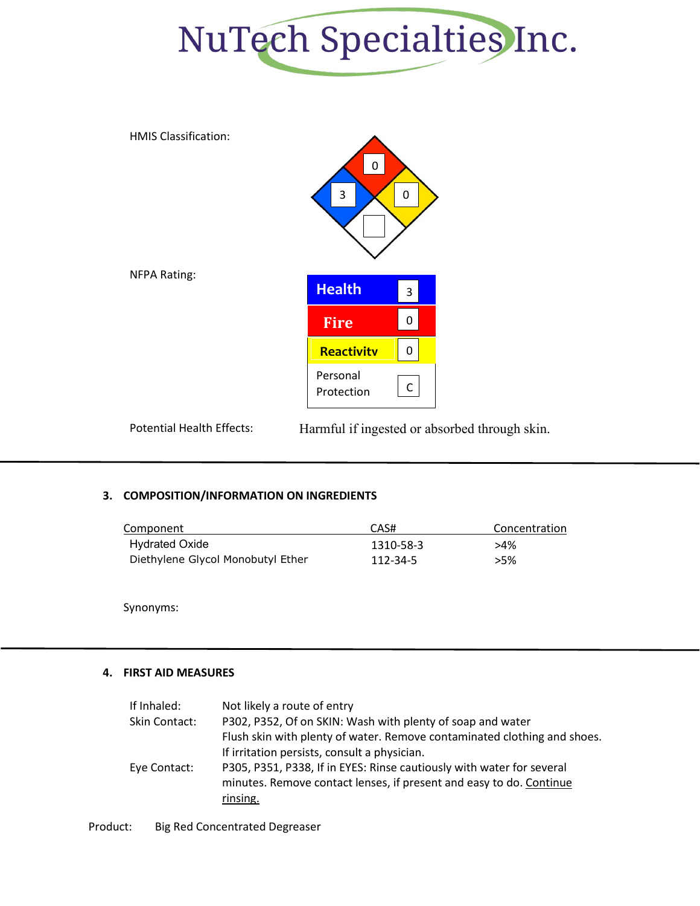HMIS Classification:

| Position | Value |
| --- | --- |
| Top (red) | 0 |
| Left (blue) | 3 |
| Right (yellow) | 0 |
| Bottom (white) | |

NFPA Rating:

| | |
| --- | --- |
| Health | 3 |
| Fire | 0 |
| Reactivity | 0 |
| Personal Protection | C |

Potential Health Effects: Harmful if ingested or absorbed through skin.

---

## 3. COMPOSITION/INFORMATION ON INGREDIENTS

| Component | CAS# | Concentration |
| --- | --- | --- |
| Hydrated Oxide | 1310-58-3 | >4% |
| Diethylene Glycol Monobutyl Ether | 112-34-5 | >5% |

Synonyms:

---

## 4. FIRST AID MEASURES

If Inhaled: Not likely a route of entry

Skin Contact: P302, P352, Of on SKIN: Wash with plenty of soap and water
Flush skin with plenty of water. Remove contaminated clothing and shoes.
If irritation persists, consult a physician.

Eye Contact: P305, P351, P338, If in EYES: Rinse cautiously with water for several minutes. Remove contact lenses, if present and easy to do. Continue rinsing.

Product: Big Red Concentrated Degreaser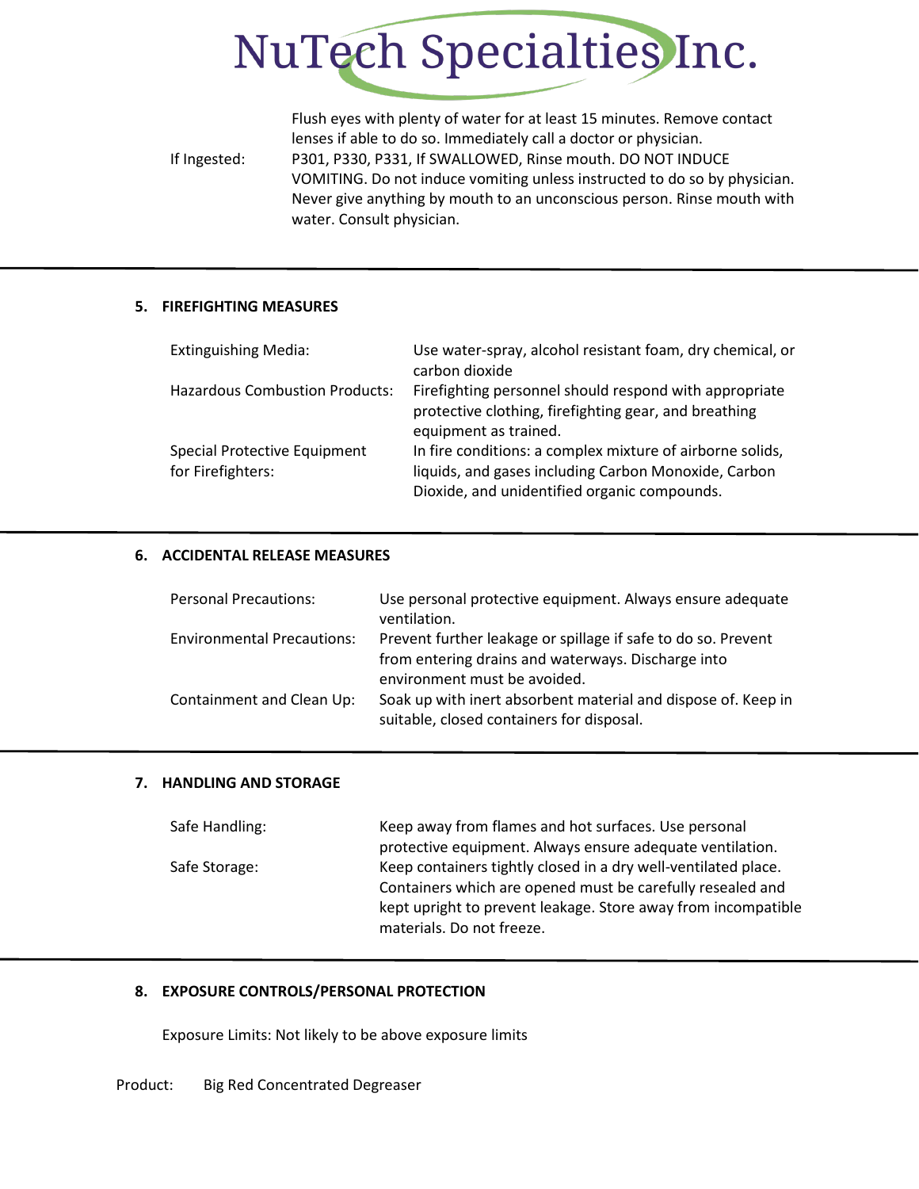| | |
|---|---|
| | Flush eyes with plenty of water for at least 15 minutes. Remove contact lenses if able to do so. Immediately call a doctor or physician. |
| If Ingested: | P301, P330, P331, If SWALLOWED, Rinse mouth. DO NOT INDUCE VOMITING. Do not induce vomiting unless instructed to do so by physician. Never give anything by mouth to an unconscious person. Rinse mouth with water. Consult physician. |

## 5. FIREFIGHTING MEASURES

| | |
|---|---|
| Extinguishing Media: | Use water-spray, alcohol resistant foam, dry chemical, or carbon dioxide |
| Hazardous Combustion Products: | Firefighting personnel should respond with appropriate protective clothing, firefighting gear, and breathing equipment as trained. |
| Special Protective Equipment for Firefighters: | In fire conditions: a complex mixture of airborne solids, liquids, and gases including Carbon Monoxide, Carbon Dioxide, and unidentified organic compounds. |

## 6. ACCIDENTAL RELEASE MEASURES

| | |
|---|---|
| Personal Precautions: | Use personal protective equipment. Always ensure adequate ventilation. |
| Environmental Precautions: | Prevent further leakage or spillage if safe to do so. Prevent from entering drains and waterways. Discharge into environment must be avoided. |
| Containment and Clean Up: | Soak up with inert absorbent material and dispose of. Keep in suitable, closed containers for disposal. |

## 7. HANDLING AND STORAGE

| | |
|---|---|
| Safe Handling: | Keep away from flames and hot surfaces. Use personal protective equipment. Always ensure adequate ventilation. |
| Safe Storage: | Keep containers tightly closed in a dry well-ventilated place. Containers which are opened must be carefully resealed and kept upright to prevent leakage. Store away from incompatible materials. Do not freeze. |

## 8. EXPOSURE CONTROLS/PERSONAL PROTECTION

Exposure Limits: Not likely to be above exposure limits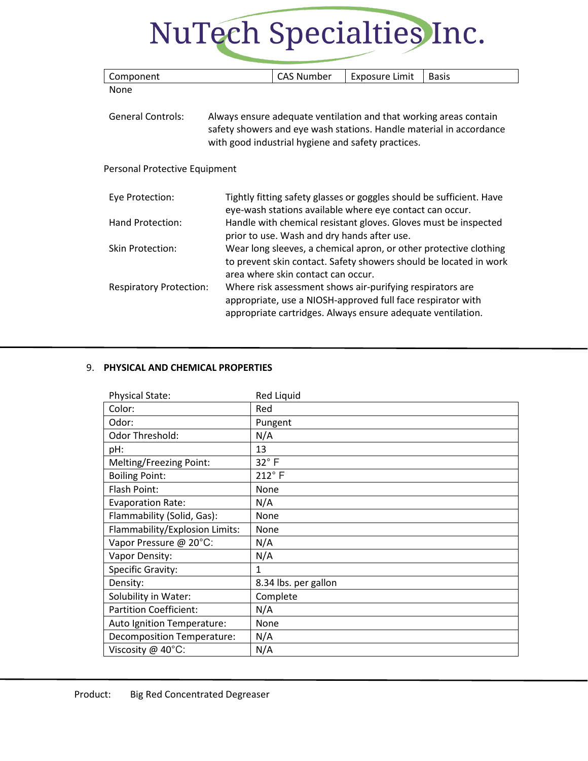| Component | CAS Number | Exposure Limit | Basis |
|---|---|---|---|
| None | | | |

General Controls: Always ensure adequate ventilation and that working areas contain safety showers and eye wash stations. Handle material in accordance with good industrial hygiene and safety practices.

Personal Protective Equipment

Eye Protection: Tightly fitting safety glasses or goggles should be sufficient. Have eye-wash stations available where eye contact can occur.

Hand Protection: Handle with chemical resistant gloves. Gloves must be inspected prior to use. Wash and dry hands after use.

Skin Protection: Wear long sleeves, a chemical apron, or other protective clothing to prevent skin contact. Safety showers should be located in work area where skin contact can occur.

Respiratory Protection: Where risk assessment shows air-purifying respirators are appropriate, use a NIOSH-approved full face respirator with appropriate cartridges. Always ensure adequate ventilation.

## 9. PHYSICAL AND CHEMICAL PROPERTIES

| Physical State: | Red Liquid |
|---|---|
| Color: | Red |
| Odor: | Pungent |
| Odor Threshold: | N/A |
| pH: | 13 |
| Melting/Freezing Point: | 32° F |
| Boiling Point: | 212° F |
| Flash Point: | None |
| Evaporation Rate: | N/A |
| Flammability (Solid, Gas): | None |
| Flammability/Explosion Limits: | None |
| Vapor Pressure @ 20°C: | N/A |
| Vapor Density: | N/A |
| Specific Gravity: | 1 |
| Density: | 8.34 lbs. per gallon |
| Solubility in Water: | Complete |
| Partition Coefficient: | N/A |
| Auto Ignition Temperature: | None |
| Decomposition Temperature: | N/A |
| Viscosity @ 40°C: | N/A |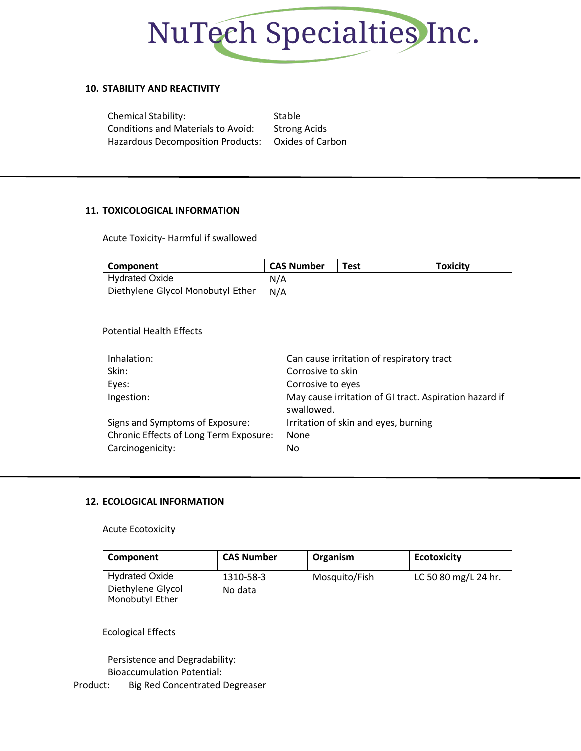## 10. STABILITY AND REACTIVITY

| | |
|---|---|
| Chemical Stability: | Stable |
| Conditions and Materials to Avoid: | Strong Acids |
| Hazardous Decomposition Products: | Oxides of Carbon |

## 11. TOXICOLOGICAL INFORMATION

Acute Toxicity- Harmful if swallowed

| Component | CAS Number | Test | Toxicity |
|---|---|---|---|
| Hydrated Oxide | N/A | | |
| Diethylene Glycol Monobutyl Ether | N/A | | |

Potential Health Effects

| | |
|---|---|
| Inhalation: | Can cause irritation of respiratory tract |
| Skin: | Corrosive to skin |
| Eyes: | Corrosive to eyes |
| Ingestion: | May cause irritation of GI tract. Aspiration hazard if swallowed. |
| Signs and Symptoms of Exposure: | Irritation of skin and eyes, burning |
| Chronic Effects of Long Term Exposure: | None |
| Carcinogenicity: | No |

## 12. ECOLOGICAL INFORMATION

Acute Ecotoxicity

| Component | CAS Number | Organism | Ecotoxicity |
|---|---|---|---|
| Hydrated Oxide | 1310-58-3 | Mosquito/Fish | LC 50 80 mg/L 24 hr. |
| Diethylene Glycol Monobutyl Ether | No data | | |

Ecological Effects

Persistence and Degradability:

Bioaccumulation Potential:

Product: Big Red Concentrated Degreaser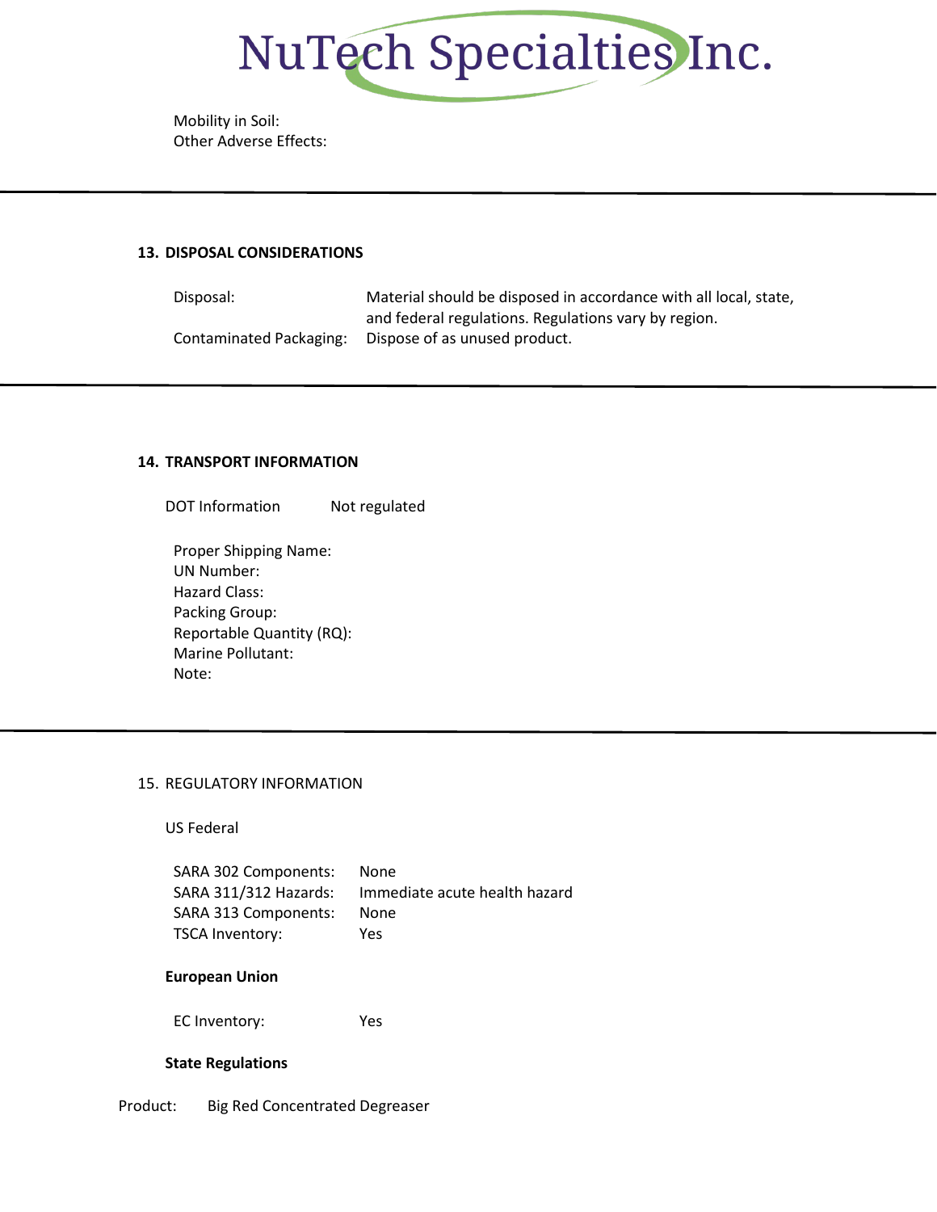Mobility in Soil:
Other Adverse Effects:

## 13. DISPOSAL CONSIDERATIONS

| | |
|---|---|
| Disposal: | Material should be disposed in accordance with all local, state, and federal regulations. Regulations vary by region. |
| Contaminated Packaging: | Dispose of as unused product. |

## 14. TRANSPORT INFORMATION

DOT Information Not regulated

Proper Shipping Name:
UN Number:
Hazard Class:
Packing Group:
Reportable Quantity (RQ):
Marine Pollutant:
Note:

## 15. REGULATORY INFORMATION

US Federal

| | |
|---|---|
| SARA 302 Components: | None |
| SARA 311/312 Hazards: | Immediate acute health hazard |
| SARA 313 Components: | None |
| TSCA Inventory: | Yes |

**European Union**

EC Inventory: Yes

**State Regulations**

Product: Big Red Concentrated Degreaser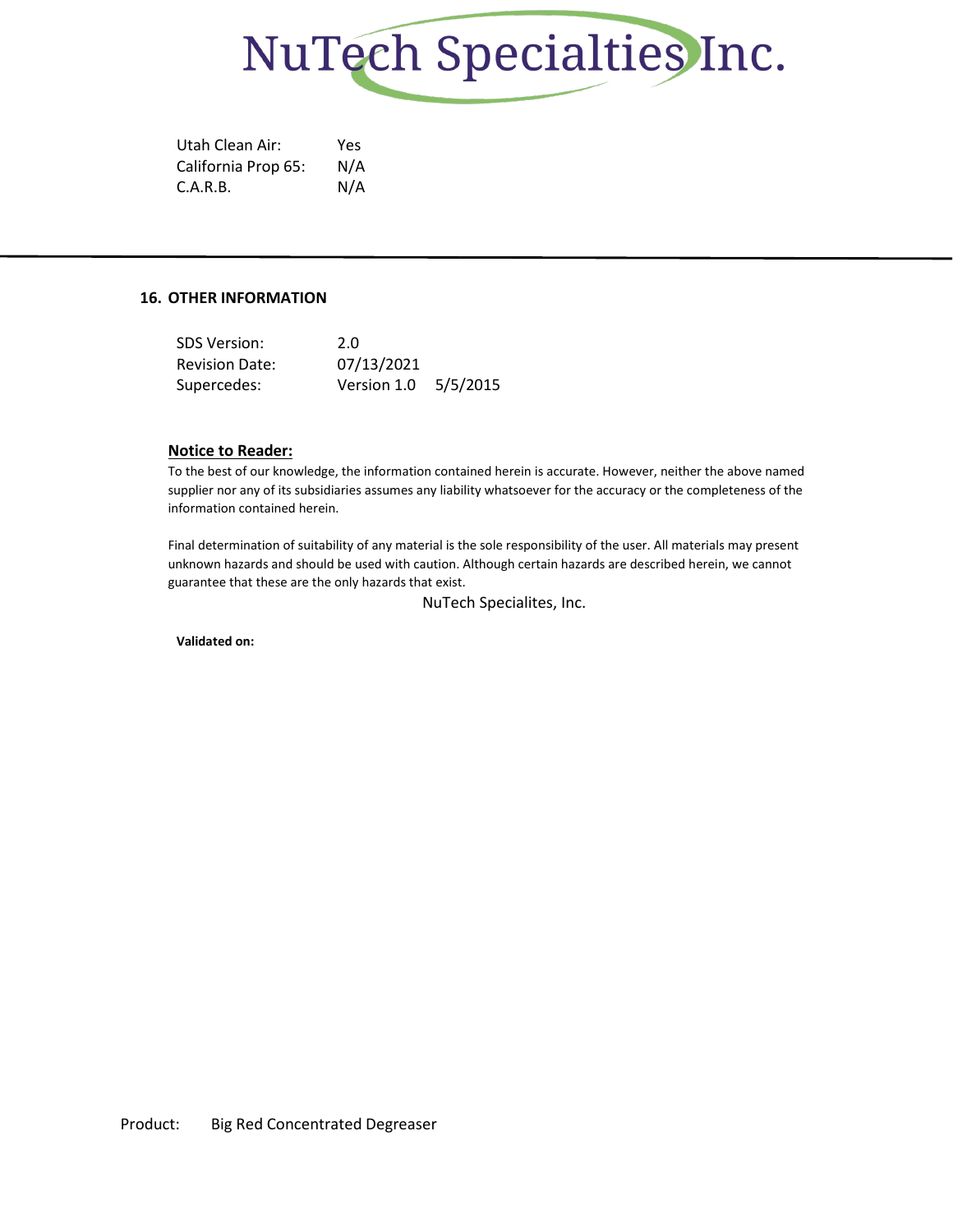| | |
|---|---|
| Utah Clean Air: | Yes |
| California Prop 65: | N/A |
| C.A.R.B. | N/A |

## 16. OTHER INFORMATION

| | | |
|---|---|---|
| SDS Version: | 2.0 | |
| Revision Date: | 07/13/2021 | |
| Supercedes: | Version 1.0 | 5/5/2015 |

**Notice to Reader:**

To the best of our knowledge, the information contained herein is accurate. However, neither the above named supplier nor any of its subsidiaries assumes any liability whatsoever for the accuracy or the completeness of the information contained herein.

Final determination of suitability of any material is the sole responsibility of the user. All materials may present unknown hazards and should be used with caution. Although certain hazards are described herein, we cannot guarantee that these are the only hazards that exist.

NuTech Specialites, Inc.

**Validated on:**